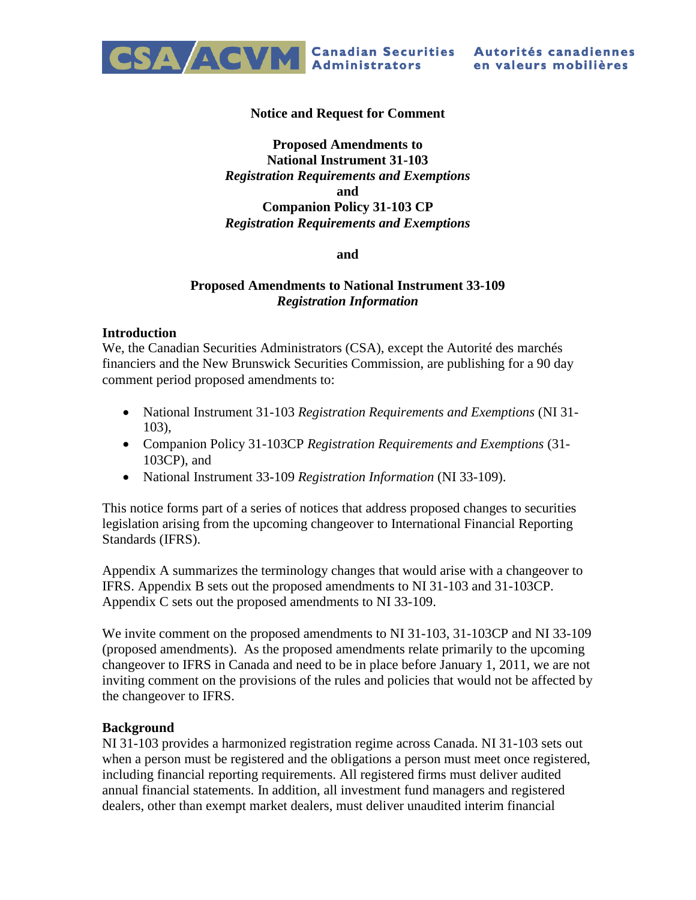CSA/ACVM Canadian Securities Administrators Autorités canadiennes en valeurs mobilières

**Notice and Request for Comment**

**Proposed Amendments to**
**National Instrument 31-103**
***Registration Requirements and Exemptions***
**and**
**Companion Policy 31-103 CP**
***Registration Requirements and Exemptions***

**and**

**Proposed Amendments to National Instrument 33-109**
***Registration Information***

**Introduction**

We, the Canadian Securities Administrators (CSA), except the Autorité des marchés financiers and the New Brunswick Securities Commission, are publishing for a 90 day comment period proposed amendments to:

- National Instrument 31-103 *Registration Requirements and Exemptions* (NI 31-103),
- Companion Policy 31-103CP *Registration Requirements and Exemptions* (31-103CP), and
- National Instrument 33-109 *Registration Information* (NI 33-109).

This notice forms part of a series of notices that address proposed changes to securities legislation arising from the upcoming changeover to International Financial Reporting Standards (IFRS).

Appendix A summarizes the terminology changes that would arise with a changeover to IFRS. Appendix B sets out the proposed amendments to NI 31-103 and 31-103CP. Appendix C sets out the proposed amendments to NI 33-109.

We invite comment on the proposed amendments to NI 31-103, 31-103CP and NI 33-109 (proposed amendments). As the proposed amendments relate primarily to the upcoming changeover to IFRS in Canada and need to be in place before January 1, 2011, we are not inviting comment on the provisions of the rules and policies that would not be affected by the changeover to IFRS.

**Background**

NI 31-103 provides a harmonized registration regime across Canada. NI 31-103 sets out when a person must be registered and the obligations a person must meet once registered, including financial reporting requirements. All registered firms must deliver audited annual financial statements. In addition, all investment fund managers and registered dealers, other than exempt market dealers, must deliver unaudited interim financial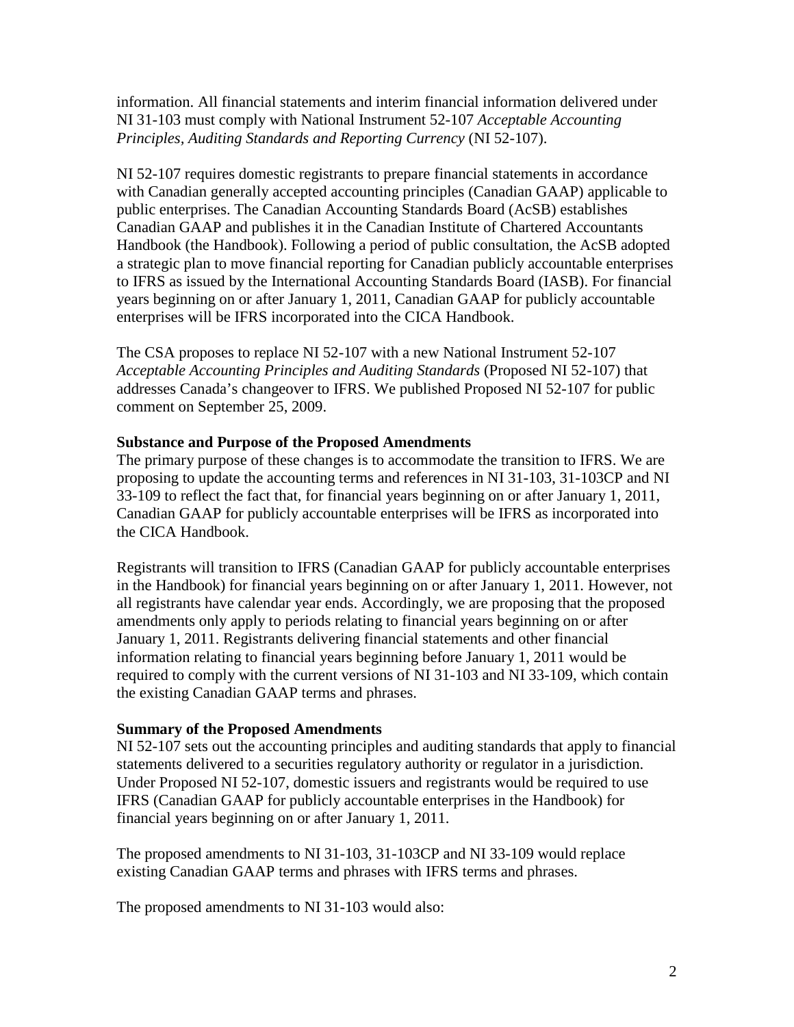information. All financial statements and interim financial information delivered under NI 31-103 must comply with National Instrument 52-107 *Acceptable Accounting Principles, Auditing Standards and Reporting Currency* (NI 52-107).

NI 52-107 requires domestic registrants to prepare financial statements in accordance with Canadian generally accepted accounting principles (Canadian GAAP) applicable to public enterprises. The Canadian Accounting Standards Board (AcSB) establishes Canadian GAAP and publishes it in the Canadian Institute of Chartered Accountants Handbook (the Handbook). Following a period of public consultation, the AcSB adopted a strategic plan to move financial reporting for Canadian publicly accountable enterprises to IFRS as issued by the International Accounting Standards Board (IASB). For financial years beginning on or after January 1, 2011, Canadian GAAP for publicly accountable enterprises will be IFRS incorporated into the CICA Handbook.

The CSA proposes to replace NI 52-107 with a new National Instrument 52-107 *Acceptable Accounting Principles and Auditing Standards* (Proposed NI 52-107) that addresses Canada's changeover to IFRS. We published Proposed NI 52-107 for public comment on September 25, 2009.

**Substance and Purpose of the Proposed Amendments**

The primary purpose of these changes is to accommodate the transition to IFRS. We are proposing to update the accounting terms and references in NI 31-103, 31-103CP and NI 33-109 to reflect the fact that, for financial years beginning on or after January 1, 2011, Canadian GAAP for publicly accountable enterprises will be IFRS as incorporated into the CICA Handbook.

Registrants will transition to IFRS (Canadian GAAP for publicly accountable enterprises in the Handbook) for financial years beginning on or after January 1, 2011. However, not all registrants have calendar year ends. Accordingly, we are proposing that the proposed amendments only apply to periods relating to financial years beginning on or after January 1, 2011. Registrants delivering financial statements and other financial information relating to financial years beginning before January 1, 2011 would be required to comply with the current versions of NI 31-103 and NI 33-109, which contain the existing Canadian GAAP terms and phrases.

**Summary of the Proposed Amendments**

NI 52-107 sets out the accounting principles and auditing standards that apply to financial statements delivered to a securities regulatory authority or regulator in a jurisdiction. Under Proposed NI 52-107, domestic issuers and registrants would be required to use IFRS (Canadian GAAP for publicly accountable enterprises in the Handbook) for financial years beginning on or after January 1, 2011.

The proposed amendments to NI 31-103, 31-103CP and NI 33-109 would replace existing Canadian GAAP terms and phrases with IFRS terms and phrases.

The proposed amendments to NI 31-103 would also: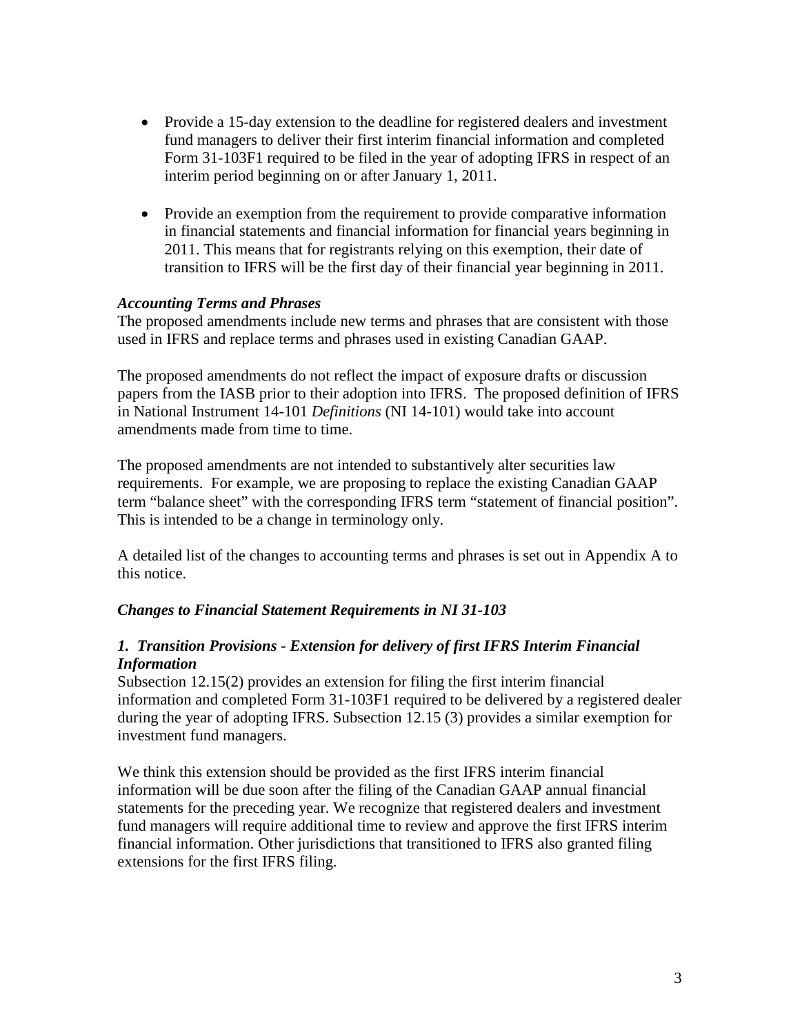- Provide a 15-day extension to the deadline for registered dealers and investment fund managers to deliver their first interim financial information and completed Form 31-103F1 required to be filed in the year of adopting IFRS in respect of an interim period beginning on or after January 1, 2011.

- Provide an exemption from the requirement to provide comparative information in financial statements and financial information for financial years beginning in 2011. This means that for registrants relying on this exemption, their date of transition to IFRS will be the first day of their financial year beginning in 2011.

### *Accounting Terms and Phrases*

The proposed amendments include new terms and phrases that are consistent with those used in IFRS and replace terms and phrases used in existing Canadian GAAP.

The proposed amendments do not reflect the impact of exposure drafts or discussion papers from the IASB prior to their adoption into IFRS. The proposed definition of IFRS in National Instrument 14-101 *Definitions* (NI 14-101) would take into account amendments made from time to time.

The proposed amendments are not intended to substantively alter securities law requirements. For example, we are proposing to replace the existing Canadian GAAP term "balance sheet" with the corresponding IFRS term "statement of financial position". This is intended to be a change in terminology only.

A detailed list of the changes to accounting terms and phrases is set out in Appendix A to this notice.

### *Changes to Financial Statement Requirements in NI 31-103*

#### *1. Transition Provisions - Extension for delivery of first IFRS Interim Financial Information*

Subsection 12.15(2) provides an extension for filing the first interim financial information and completed Form 31-103F1 required to be delivered by a registered dealer during the year of adopting IFRS. Subsection 12.15 (3) provides a similar exemption for investment fund managers.

We think this extension should be provided as the first IFRS interim financial information will be due soon after the filing of the Canadian GAAP annual financial statements for the preceding year. We recognize that registered dealers and investment fund managers will require additional time to review and approve the first IFRS interim financial information. Other jurisdictions that transitioned to IFRS also granted filing extensions for the first IFRS filing.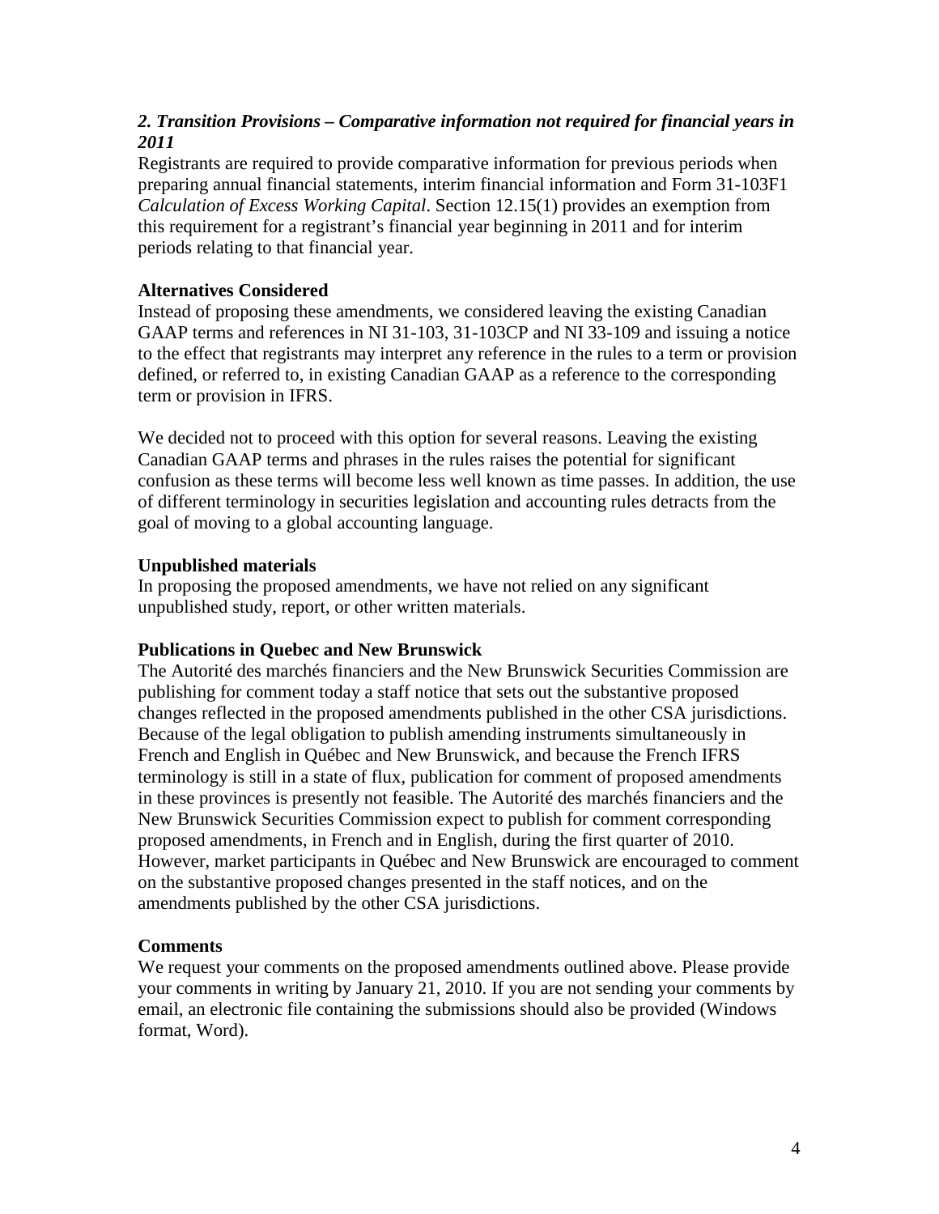### *2. Transition Provisions – Comparative information not required for financial years in 2011*

Registrants are required to provide comparative information for previous periods when preparing annual financial statements, interim financial information and Form 31-103F1 *Calculation of Excess Working Capital*. Section 12.15(1) provides an exemption from this requirement for a registrant's financial year beginning in 2011 and for interim periods relating to that financial year.

**Alternatives Considered**

Instead of proposing these amendments, we considered leaving the existing Canadian GAAP terms and references in NI 31-103, 31-103CP and NI 33-109 and issuing a notice to the effect that registrants may interpret any reference in the rules to a term or provision defined, or referred to, in existing Canadian GAAP as a reference to the corresponding term or provision in IFRS.

We decided not to proceed with this option for several reasons. Leaving the existing Canadian GAAP terms and phrases in the rules raises the potential for significant confusion as these terms will become less well known as time passes. In addition, the use of different terminology in securities legislation and accounting rules detracts from the goal of moving to a global accounting language.

**Unpublished materials**

In proposing the proposed amendments, we have not relied on any significant unpublished study, report, or other written materials.

**Publications in Quebec and New Brunswick**

The Autorité des marchés financiers and the New Brunswick Securities Commission are publishing for comment today a staff notice that sets out the substantive proposed changes reflected in the proposed amendments published in the other CSA jurisdictions. Because of the legal obligation to publish amending instruments simultaneously in French and English in Québec and New Brunswick, and because the French IFRS terminology is still in a state of flux, publication for comment of proposed amendments in these provinces is presently not feasible. The Autorité des marchés financiers and the New Brunswick Securities Commission expect to publish for comment corresponding proposed amendments, in French and in English, during the first quarter of 2010. However, market participants in Québec and New Brunswick are encouraged to comment on the substantive proposed changes presented in the staff notices, and on the amendments published by the other CSA jurisdictions.

**Comments**

We request your comments on the proposed amendments outlined above. Please provide your comments in writing by January 21, 2010. If you are not sending your comments by email, an electronic file containing the submissions should also be provided (Windows format, Word).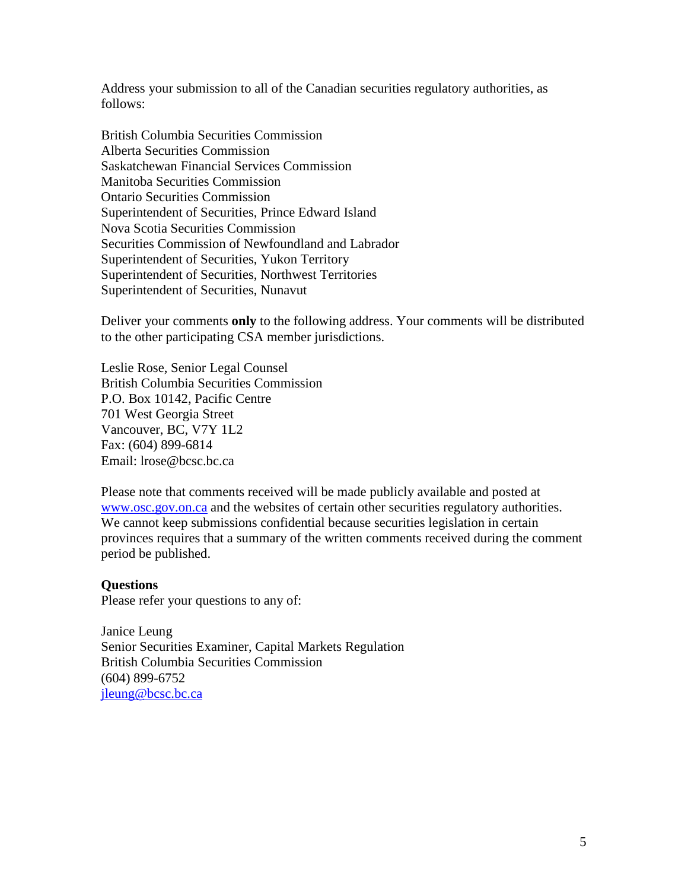Address your submission to all of the Canadian securities regulatory authorities, as follows:

British Columbia Securities Commission
Alberta Securities Commission
Saskatchewan Financial Services Commission
Manitoba Securities Commission
Ontario Securities Commission
Superintendent of Securities, Prince Edward Island
Nova Scotia Securities Commission
Securities Commission of Newfoundland and Labrador
Superintendent of Securities, Yukon Territory
Superintendent of Securities, Northwest Territories
Superintendent of Securities, Nunavut

Deliver your comments **only** to the following address. Your comments will be distributed to the other participating CSA member jurisdictions.

Leslie Rose, Senior Legal Counsel
British Columbia Securities Commission
P.O. Box 10142, Pacific Centre
701 West Georgia Street
Vancouver, BC, V7Y 1L2
Fax: (604) 899-6814
Email: lrose@bcsc.bc.ca

Please note that comments received will be made publicly available and posted at www.osc.gov.on.ca and the websites of certain other securities regulatory authorities. We cannot keep submissions confidential because securities legislation in certain provinces requires that a summary of the written comments received during the comment period be published.

**Questions**
Please refer your questions to any of:

Janice Leung
Senior Securities Examiner, Capital Markets Regulation
British Columbia Securities Commission
(604) 899-6752
jleung@bcsc.bc.ca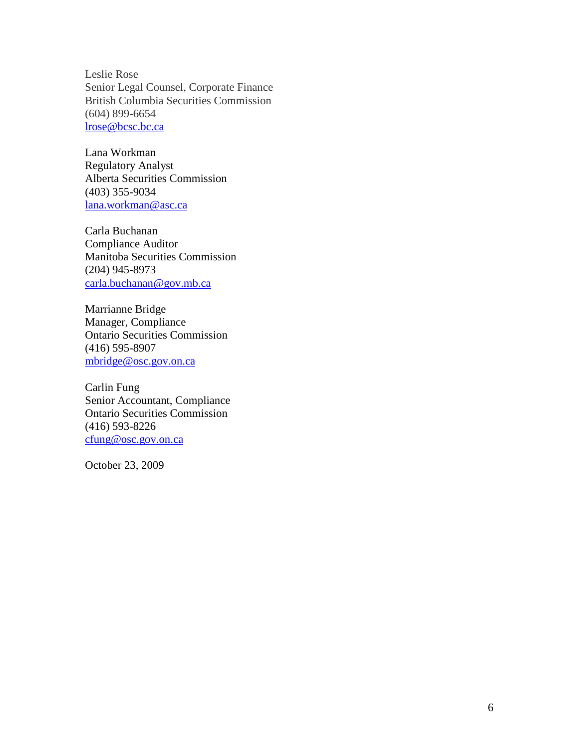Leslie Rose
Senior Legal Counsel, Corporate Finance
British Columbia Securities Commission
(604) 899-6654
lrose@bcsc.bc.ca

Lana Workman
Regulatory Analyst
Alberta Securities Commission
(403) 355-9034
lana.workman@asc.ca

Carla Buchanan
Compliance Auditor
Manitoba Securities Commission
(204) 945-8973
carla.buchanan@gov.mb.ca

Marrianne Bridge
Manager, Compliance
Ontario Securities Commission
(416) 595-8907
mbridge@osc.gov.on.ca

Carlin Fung
Senior Accountant, Compliance
Ontario Securities Commission
(416) 593-8226
cfung@osc.gov.on.ca

October 23, 2009